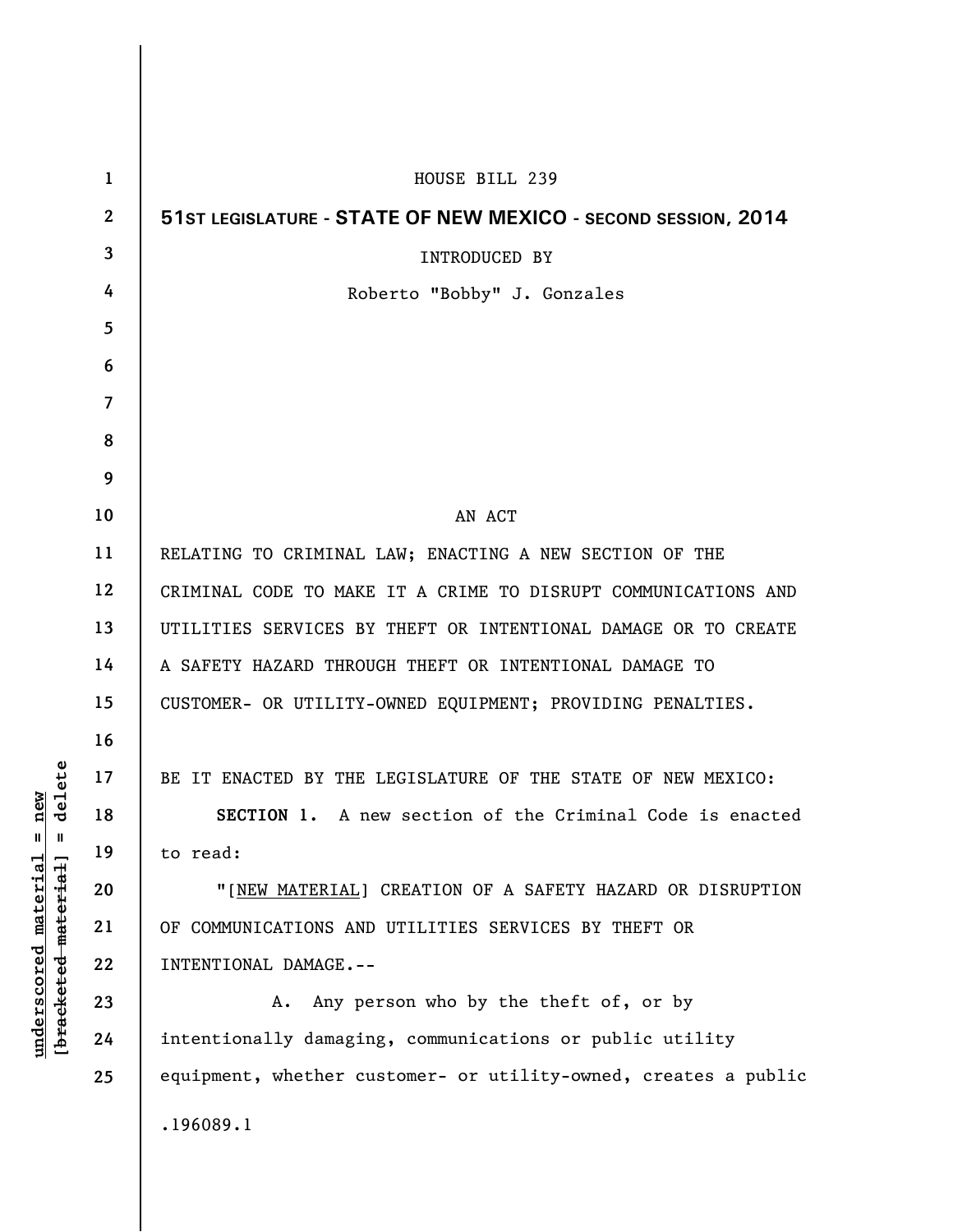HOUSE BILL 239

**51ST LEGISLATURE - STATE OF NEW MEXICO - SECOND SESSION, 2014**

INTRODUCED BY

Roberto "Bobby" J. Gonzales

AN ACT

RELATING TO CRIMINAL LAW; ENACTING A NEW SECTION OF THE CRIMINAL CODE TO MAKE IT A CRIME TO DISRUPT COMMUNICATIONS AND UTILITIES SERVICES BY THEFT OR INTENTIONAL DAMAGE OR TO CREATE A SAFETY HAZARD THROUGH THEFT OR INTENTIONAL DAMAGE TO CUSTOMER- OR UTILITY-OWNED EQUIPMENT; PROVIDING PENALTIES.

BE IT ENACTED BY THE LEGISLATURE OF THE STATE OF NEW MEXICO:

**SECTION 1.** A new section of the Criminal Code is enacted to read:

"[NEW MATERIAL] CREATION OF A SAFETY HAZARD OR DISRUPTION OF COMMUNICATIONS AND UTILITIES SERVICES BY THEFT OR INTENTIONAL DAMAGE.--

A. Any person who by the theft of, or by intentionally damaging, communications or public utility equipment, whether customer- or utility-owned, creates a public

.196089.1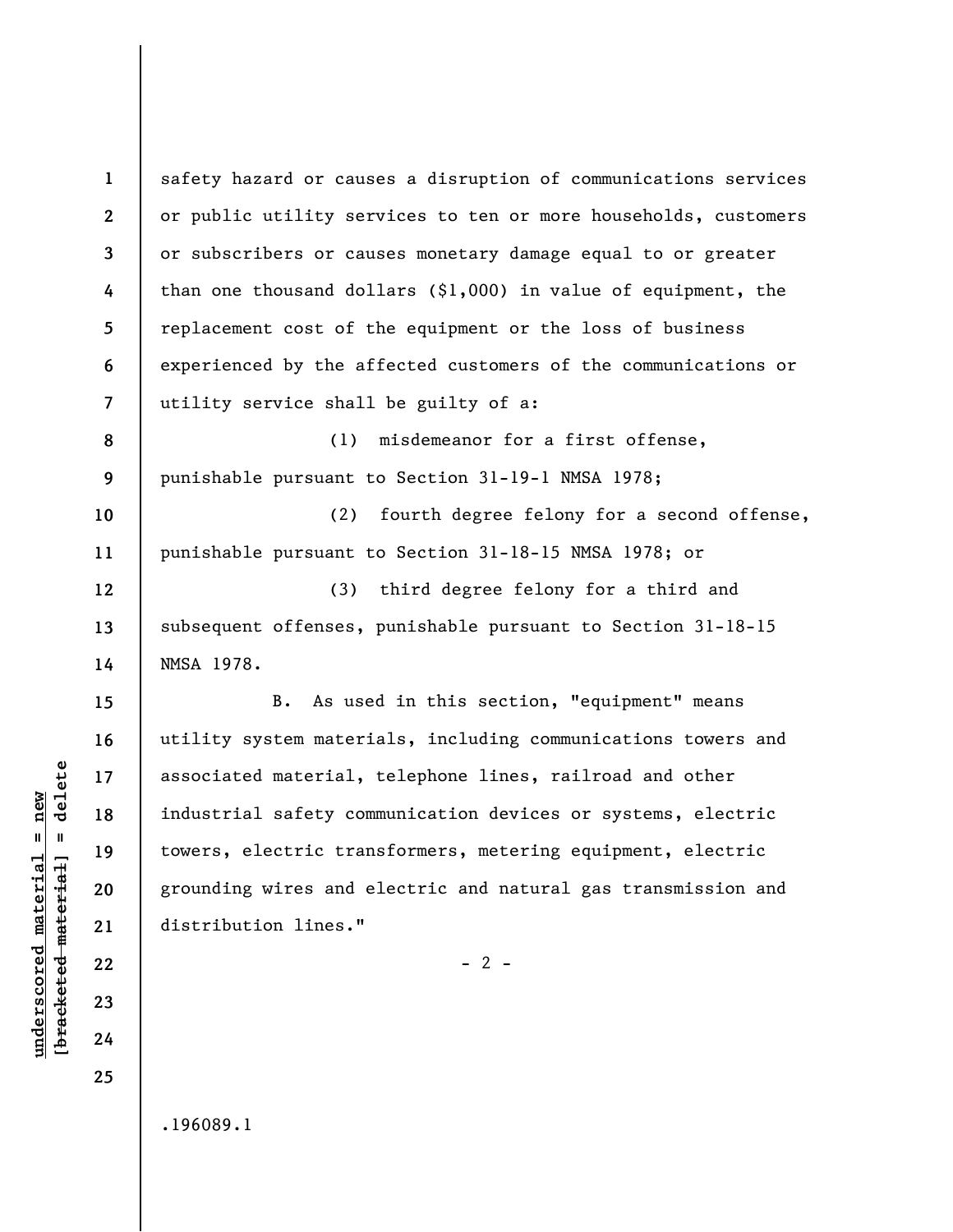safety hazard or causes a disruption of communications services or public utility services to ten or more households, customers or subscribers or causes monetary damage equal to or greater than one thousand dollars ($1,000) in value of equipment, the replacement cost of the equipment or the loss of business experienced by the affected customers of the communications or utility service shall be guilty of a:

(1) misdemeanor for a first offense, punishable pursuant to Section 31-19-1 NMSA 1978;

(2) fourth degree felony for a second offense, punishable pursuant to Section 31-18-15 NMSA 1978; or

(3) third degree felony for a third and subsequent offenses, punishable pursuant to Section 31-18-15 NMSA 1978.

B. As used in this section, "equipment" means utility system materials, including communications towers and associated material, telephone lines, railroad and other industrial safety communication devices or systems, electric towers, electric transformers, metering equipment, electric grounding wires and electric and natural gas transmission and distribution lines."

.196089.1